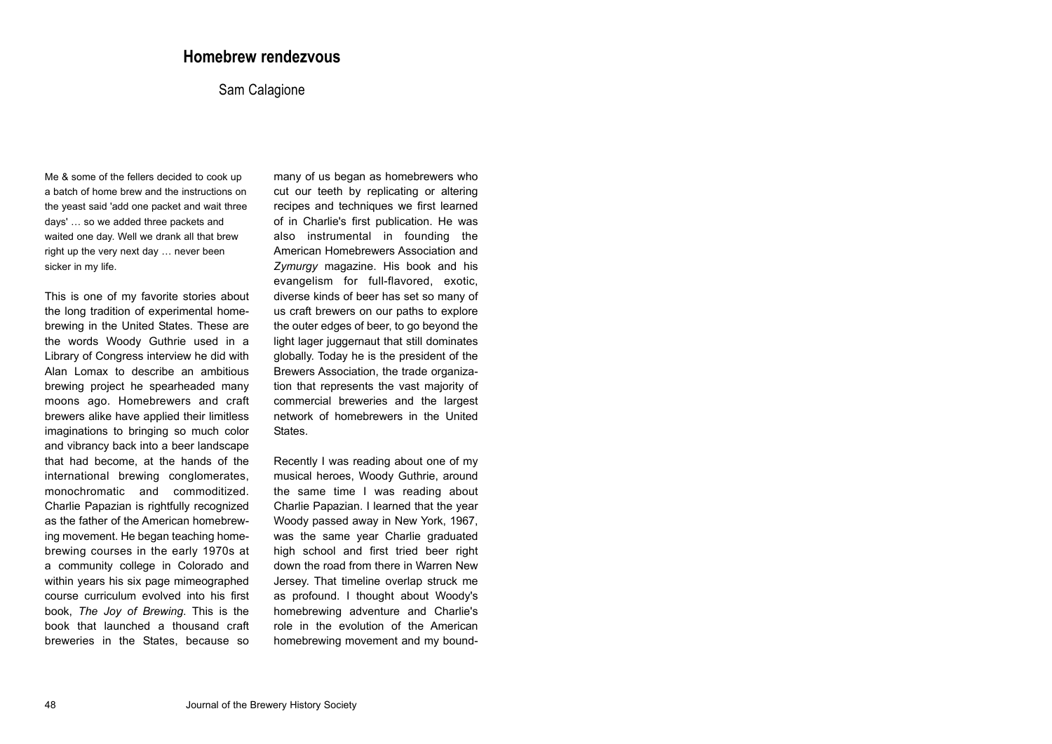# Homebrew rendezvous

Sam Calagione

Me & some of the fellers decided to cook up a batch of home brew and the instructions on the yeast said 'add one packet and wait three days' … so we added three packets and waited one day. Well we drank all that brew right up the very next day … never been sicker in my life.

This is one of my favorite stories about the long tradition of experimental home-brewing in the United States. These are the words Woody Guthrie used in a Library of Congress interview he did with Alan Lomax to describe an ambitious brewing project he spearheaded many moons ago. Homebrewers and craft brewers alike have applied their limitless imaginations to bringing so much color and vibrancy back into a beer landscape that had become, at the hands of the international brewing conglomerates, monochromatic and commoditized. Charlie Papazian is rightfully recognized as the father of the American homebrewing movement. He began teaching home-brewing courses in the early 1970s at a community college in Colorado and within years his six page mimeographed course curriculum evolved into his first book, *The Joy of Brewing*. This is the book that launched a thousand craft breweries in the States, because so many of us began as homebrewers who cut our teeth by replicating or altering recipes and techniques we first learned of in Charlie's first publication. He was also instrumental in founding the American Homebrewers Association and *Zymurgy* magazine. His book and his evangelism for full-flavored, exotic, diverse kinds of beer has set so many of us craft brewers on our paths to explore the outer edges of beer, to go beyond the light lager juggernaut that still dominates globally. Today he is the president of the Brewers Association, the trade organization that represents the vast majority of commercial breweries and the largest network of homebrewers in the United States.

Recently I was reading about one of my musical heroes, Woody Guthrie, around the same time I was reading about Charlie Papazian. I learned that the year Woody passed away in New York, 1967, was the same year Charlie graduated high school and first tried beer right down the road from there in Warren New Jersey. That timeline overlap struck me as profound. I thought about Woody's homebrewing adventure and Charlie's role in the evolution of the American homebrewing movement and my bound-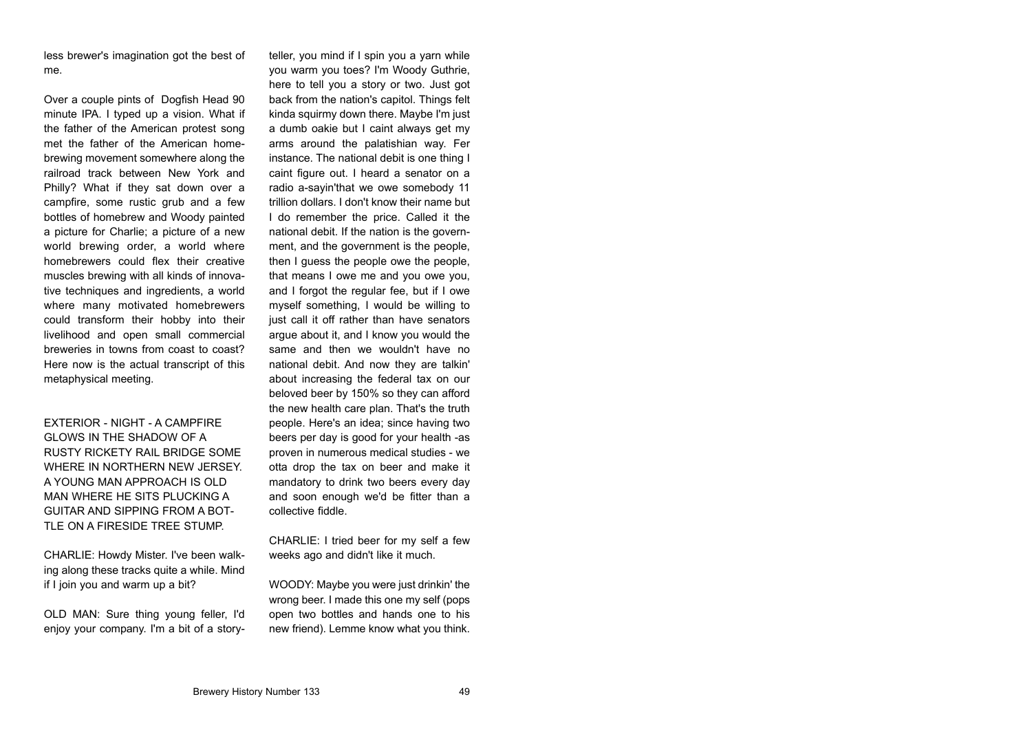less brewer's imagination got the best of me.

Over a couple pints of Dogfish Head 90 minute IPA. I typed up a vision. What if the father of the American protest song met the father of the American homebrewing movement somewhere along the railroad track between New York and Philly? What if they sat down over a campfire, some rustic grub and a few bottles of homebrew and Woody painted a picture for Charlie; a picture of a new world brewing order, a world where homebrewers could flex their creative muscles brewing with all kinds of innovative techniques and ingredients, a world where many motivated homebrewers could transform their hobby into their livelihood and open small commercial breweries in towns from coast to coast? Here now is the actual transcript of this metaphysical meeting.

EXTERIOR - NIGHT - A CAMPFIRE GLOWS IN THE SHADOW OF A RUSTY RICKETY RAIL BRIDGE SOME WHERE IN NORTHERN NEW JERSEY. A YOUNG MAN APPROACH IS OLD MAN WHERE HE SITS PLUCKING A GUITAR AND SIPPING FROM A BOTTLE ON A FIRESIDE TREE STUMP.

CHARLIE: Howdy Mister. I've been walking along these tracks quite a while. Mind if I join you and warm up a bit?

OLD MAN: Sure thing young feller, I'd enjoy your company. I'm a bit of a storyteller, you mind if I spin you a yarn while you warm you toes? I'm Woody Guthrie, here to tell you a story or two. Just got back from the nation's capitol. Things felt kinda squirmy down there. Maybe I'm just a dumb oakie but I caint always get my arms around the palatishian way. Fer instance. The national debit is one thing I caint figure out. I heard a senator on a radio a-sayin'that we owe somebody 11 trillion dollars. I don't know their name but I do remember the price. Called it the national debit. If the nation is the government, and the government is the people, then I guess the people owe the people, that means I owe me and you owe you, and I forgot the regular fee, but if I owe myself something, I would be willing to just call it off rather than have senators argue about it, and I know you would the same and then we wouldn't have no national debit. And now they are talkin' about increasing the federal tax on our beloved beer by 150% so they can afford the new health care plan. That's the truth people. Here's an idea; since having two beers per day is good for your health -as proven in numerous medical studies - we otta drop the tax on beer and make it mandatory to drink two beers every day and soon enough we'd be fitter than a collective fiddle.

CHARLIE: I tried beer for my self a few weeks ago and didn't like it much.

WOODY: Maybe you were just drinkin' the wrong beer. I made this one my self (pops open two bottles and hands one to his new friend). Lemme know what you think.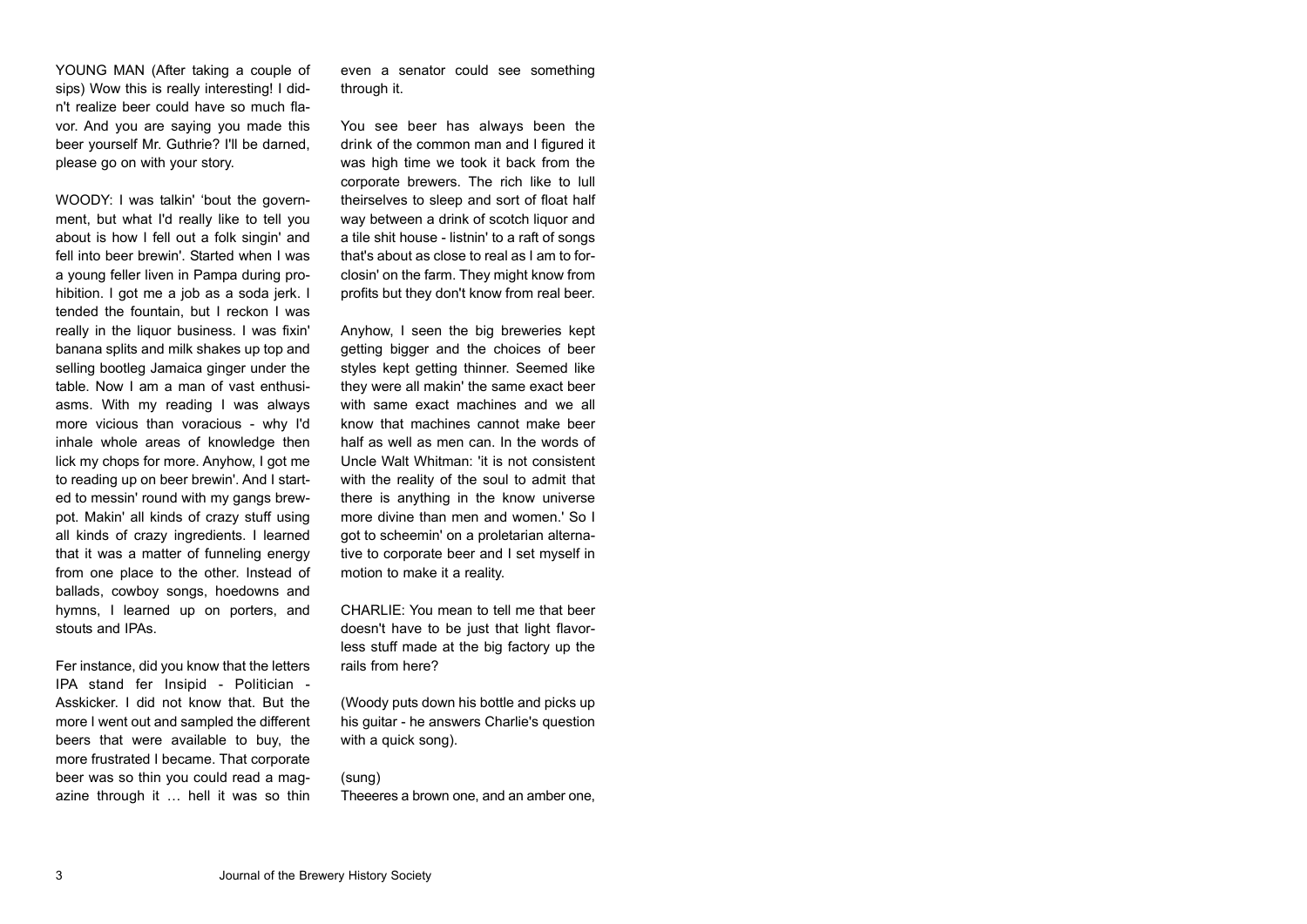YOUNG MAN (After taking a couple of sips) Wow this is really interesting! I didn't realize beer could have so much flavor. And you are saying you made this beer yourself Mr. Guthrie? I'll be darned, please go on with your story.

WOODY: I was talkin' 'bout the government, but what I'd really like to tell you about is how I fell out a folk singin' and fell into beer brewin'. Started when I was a young feller liven in Pampa during prohibition. I got me a job as a soda jerk. I tended the fountain, but I reckon I was really in the liquor business. I was fixin' banana splits and milk shakes up top and selling bootleg Jamaica ginger under the table. Now I am a man of vast enthusiasms. With my reading I was always more vicious than voracious - why I'd inhale whole areas of knowledge then lick my chops for more. Anyhow, I got me to reading up on beer brewin'. And I started to messin' round with my gangs brewpot. Makin' all kinds of crazy stuff using all kinds of crazy ingredients. I learned that it was a matter of funneling energy from one place to the other. Instead of ballads, cowboy songs, hoedowns and hymns, I learned up on porters, and stouts and IPAs.

Fer instance, did you know that the letters IPA stand fer Insipid - Politician - Asskicker. I did not know that. But the more I went out and sampled the different beers that were available to buy, the more frustrated I became. That corporate beer was so thin you could read a magazine through it … hell it was so thin even a senator could see something through it.

You see beer has always been the drink of the common man and I figured it was high time we took it back from the corporate brewers. The rich like to lull theirselves to sleep and sort of float half way between a drink of scotch liquor and a tile shit house - listnin' to a raft of songs that's about as close to real as I am to forclosin' on the farm. They might know from profits but they don't know from real beer.

Anyhow, I seen the big breweries kept getting bigger and the choices of beer styles kept getting thinner. Seemed like they were all makin' the same exact beer with same exact machines and we all know that machines cannot make beer half as well as men can. In the words of Uncle Walt Whitman: 'it is not consistent with the reality of the soul to admit that there is anything in the know universe more divine than men and women.' So I got to scheemin' on a proletarian alternative to corporate beer and I set myself in motion to make it a reality.

CHARLIE: You mean to tell me that beer doesn't have to be just that light flavorless stuff made at the big factory up the rails from here?

(Woody puts down his bottle and picks up his guitar - he answers Charlie's question with a quick song).

(sung)

Theeeres a brown one, and an amber one,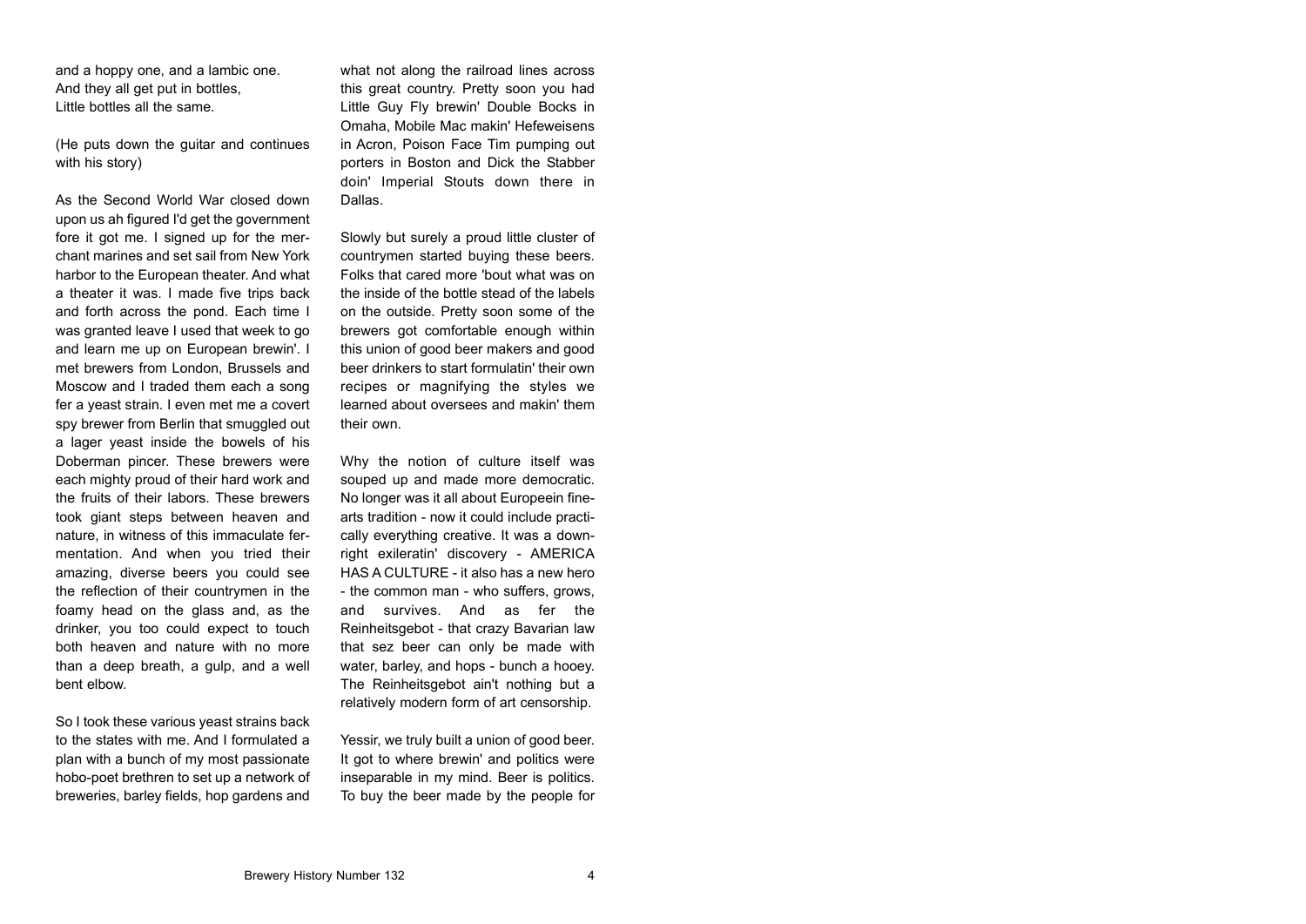and a hoppy one, and a lambic one.
And they all get put in bottles,
Little bottles all the same.

(He puts down the guitar and continues with his story)

As the Second World War closed down upon us ah figured I'd get the government fore it got me. I signed up for the merchant marines and set sail from New York harbor to the European theater. And what a theater it was. I made five trips back and forth across the pond. Each time I was granted leave I used that week to go and learn me up on European brewin'. I met brewers from London, Brussels and Moscow and I traded them each a song fer a yeast strain. I even met me a covert spy brewer from Berlin that smuggled out a lager yeast inside the bowels of his Doberman pincer. These brewers were each mighty proud of their hard work and the fruits of their labors. These brewers took giant steps between heaven and nature, in witness of this immaculate fermentation. And when you tried their amazing, diverse beers you could see the reflection of their countrymen in the foamy head on the glass and, as the drinker, you too could expect to touch both heaven and nature with no more than a deep breath, a gulp, and a well bent elbow.

So I took these various yeast strains back to the states with me. And I formulated a plan with a bunch of my most passionate hobo-poet brethren to set up a network of breweries, barley fields, hop gardens and what not along the railroad lines across this great country. Pretty soon you had Little Guy Fly brewin' Double Bocks in Omaha, Mobile Mac makin' Hefeweisens in Acron, Poison Face Tim pumping out porters in Boston and Dick the Stabber doin' Imperial Stouts down there in Dallas.

Slowly but surely a proud little cluster of countrymen started buying these beers. Folks that cared more 'bout what was on the inside of the bottle stead of the labels on the outside. Pretty soon some of the brewers got comfortable enough within this union of good beer makers and good beer drinkers to start formulatin' their own recipes or magnifying the styles we learned about oversees and makin' them their own.

Why the notion of culture itself was souped up and made more democratic. No longer was it all about Europeein fine-arts tradition - now it could include practically everything creative. It was a downright exileratin' discovery - AMERICA HAS A CULTURE - it also has a new hero - the common man - who suffers, grows, and survives. And as fer the Reinheitsgebot - that crazy Bavarian law that sez beer can only be made with water, barley, and hops - bunch a hooey. The Reinheitsgebot ain't nothing but a relatively modern form of art censorship.

Yessir, we truly built a union of good beer. It got to where brewin' and politics were inseparable in my mind. Beer is politics. To buy the beer made by the people for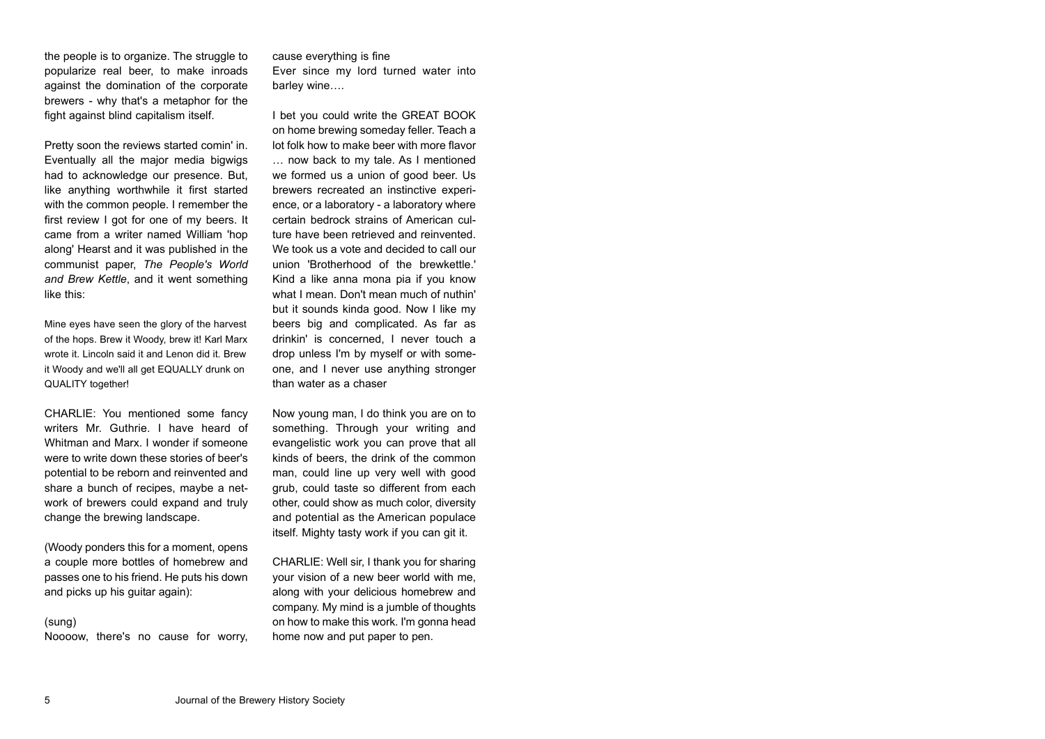the people is to organize. The struggle to popularize real beer, to make inroads against the domination of the corporate brewers - why that's a metaphor for the fight against blind capitalism itself.

Pretty soon the reviews started comin' in. Eventually all the major media bigwigs had to acknowledge our presence. But, like anything worthwhile it first started with the common people. I remember the first review I got for one of my beers. It came from a writer named William 'hop along' Hearst and it was published in the communist paper, *The People's World and Brew Kettle*, and it went something like this:

Mine eyes have seen the glory of the harvest of the hops. Brew it Woody, brew it! Karl Marx wrote it. Lincoln said it and Lenon did it. Brew it Woody and we'll all get EQUALLY drunk on QUALITY together!

CHARLIE: You mentioned some fancy writers Mr. Guthrie. I have heard of Whitman and Marx. I wonder if someone were to write down these stories of beer's potential to be reborn and reinvented and share a bunch of recipes, maybe a network of brewers could expand and truly change the brewing landscape.

(Woody ponders this for a moment, opens a couple more bottles of homebrew and passes one to his friend. He puts his down and picks up his guitar again):

(sung)
Noooow, there's no cause for worry, cause everything is fine
Ever since my lord turned water into barley wine….

I bet you could write the GREAT BOOK on home brewing someday feller. Teach a lot folk how to make beer with more flavor … now back to my tale. As I mentioned we formed us a union of good beer. Us brewers recreated an instinctive experience, or a laboratory - a laboratory where certain bedrock strains of American culture have been retrieved and reinvented. We took us a vote and decided to call our union 'Brotherhood of the brewkettle.' Kind a like anna mona pia if you know what I mean. Don't mean much of nuthin' but it sounds kinda good. Now I like my beers big and complicated. As far as drinkin' is concerned, I never touch a drop unless I'm by myself or with someone, and I never use anything stronger than water as a chaser

Now young man, I do think you are on to something. Through your writing and evangelistic work you can prove that all kinds of beers, the drink of the common man, could line up very well with good grub, could taste so different from each other, could show as much color, diversity and potential as the American populace itself. Mighty tasty work if you can git it.

CHARLIE: Well sir, I thank you for sharing your vision of a new beer world with me, along with your delicious homebrew and company. My mind is a jumble of thoughts on how to make this work. I'm gonna head home now and put paper to pen.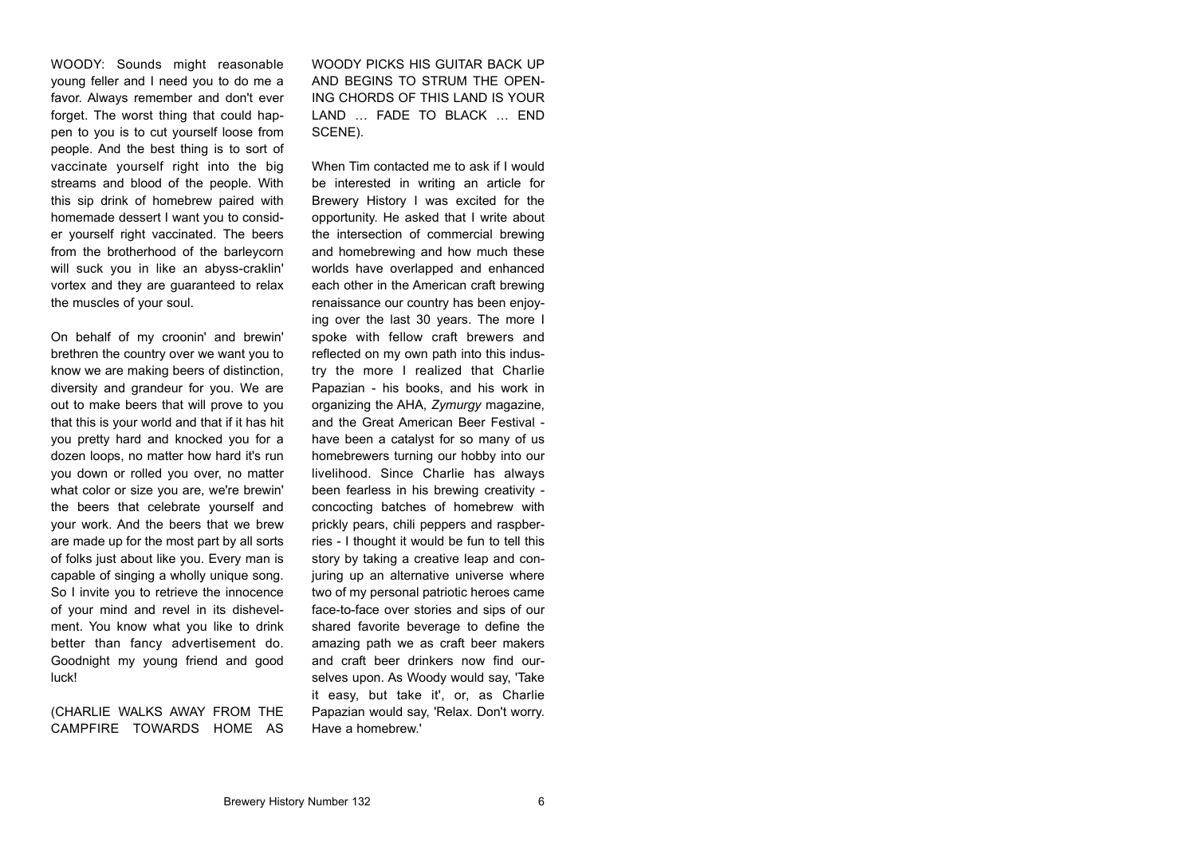WOODY: Sounds might reasonable young feller and I need you to do me a favor. Always remember and don't ever forget. The worst thing that could happen to you is to cut yourself loose from people. And the best thing is to sort of vaccinate yourself right into the big streams and blood of the people. With this sip drink of homebrew paired with homemade dessert I want you to consider yourself right vaccinated. The beers from the brotherhood of the barleycorn will suck you in like an abyss-craklin' vortex and they are guaranteed to relax the muscles of your soul.

On behalf of my croonin' and brewin' brethren the country over we want you to know we are making beers of distinction, diversity and grandeur for you. We are out to make beers that will prove to you that this is your world and that if it has hit you pretty hard and knocked you for a dozen loops, no matter how hard it's run you down or rolled you over, no matter what color or size you are, we're brewin' the beers that celebrate yourself and your work. And the beers that we brew are made up for the most part by all sorts of folks just about like you. Every man is capable of singing a wholly unique song. So I invite you to retrieve the innocence of your mind and revel in its dishevelment. You know what you like to drink better than fancy advertisement do. Goodnight my young friend and good luck!

(CHARLIE WALKS AWAY FROM THE CAMPFIRE TOWARDS HOME AS WOODY PICKS HIS GUITAR BACK UP AND BEGINS TO STRUM THE OPENING CHORDS OF THIS LAND IS YOUR LAND … FADE TO BLACK … END SCENE).

When Tim contacted me to ask if I would be interested in writing an article for Brewery History I was excited for the opportunity. He asked that I write about the intersection of commercial brewing and homebrewing and how much these worlds have overlapped and enhanced each other in the American craft brewing renaissance our country has been enjoying over the last 30 years. The more I spoke with fellow craft brewers and reflected on my own path into this industry the more I realized that Charlie Papazian - his books, and his work in organizing the AHA, *Zymurgy* magazine, and the Great American Beer Festival - have been a catalyst for so many of us homebrewers turning our hobby into our livelihood. Since Charlie has always been fearless in his brewing creativity - concocting batches of homebrew with prickly pears, chili peppers and raspberries - I thought it would be fun to tell this story by taking a creative leap and conjuring up an alternative universe where two of my personal patriotic heroes came face-to-face over stories and sips of our shared favorite beverage to define the amazing path we as craft beer makers and craft beer drinkers now find ourselves upon. As Woody would say, 'Take it easy, but take it', or, as Charlie Papazian would say, 'Relax. Don't worry. Have a homebrew.'